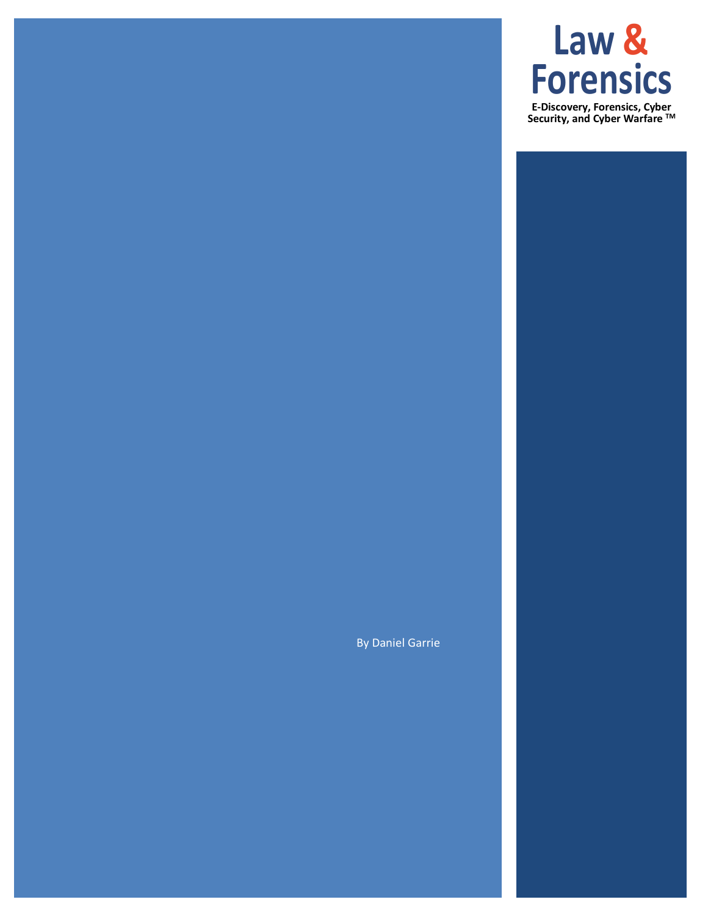# Law & Forensics

**E-Discovery, Forensics, Cyber Security, and Cyber Warfare ™**

By Daniel Garrie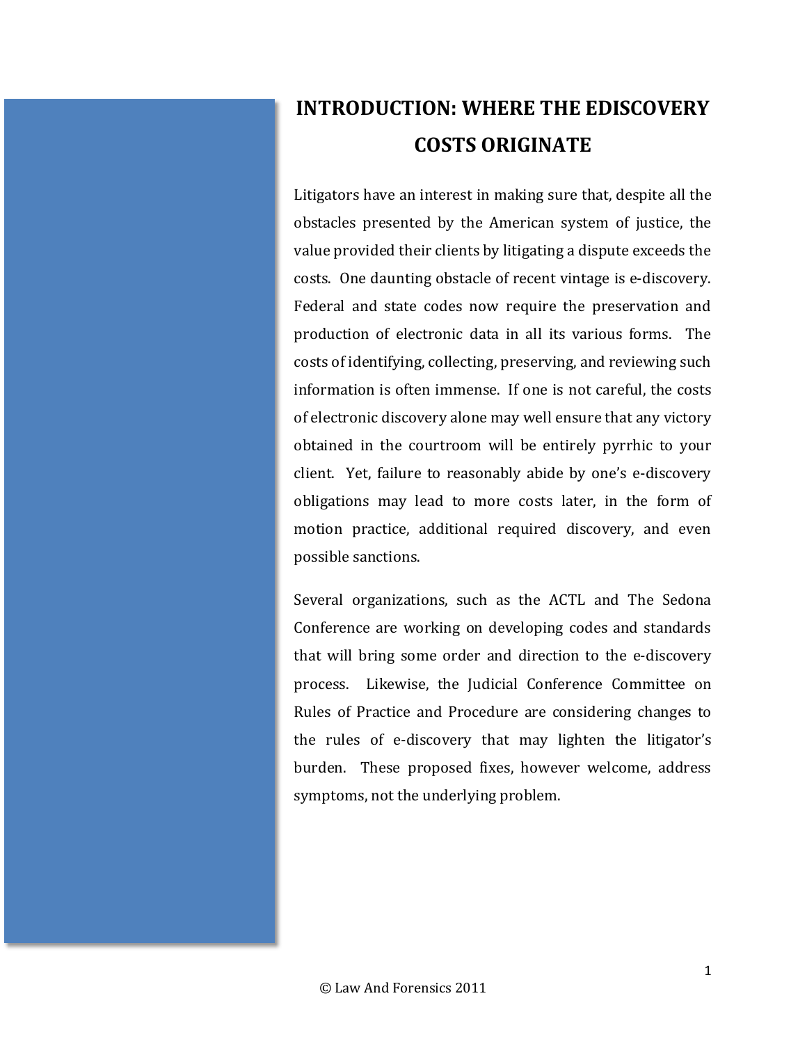# INTRODUCTION: WHERE THE EDISCOVERY COSTS ORIGINATE

Litigators have an interest in making sure that, despite all the obstacles presented by the American system of justice, the value provided their clients by litigating a dispute exceeds the costs. One daunting obstacle of recent vintage is e-discovery. Federal and state codes now require the preservation and production of electronic data in all its various forms. The costs of identifying, collecting, preserving, and reviewing such information is often immense. If one is not careful, the costs of electronic discovery alone may well ensure that any victory obtained in the courtroom will be entirely pyrrhic to your client. Yet, failure to reasonably abide by one's e-discovery obligations may lead to more costs later, in the form of motion practice, additional required discovery, and even possible sanctions.

Several organizations, such as the ACTL and The Sedona Conference are working on developing codes and standards that will bring some order and direction to the e-discovery process. Likewise, the Judicial Conference Committee on Rules of Practice and Procedure are considering changes to the rules of e-discovery that may lighten the litigator's burden. These proposed fixes, however welcome, address symptoms, not the underlying problem.

© Law And Forensics 2011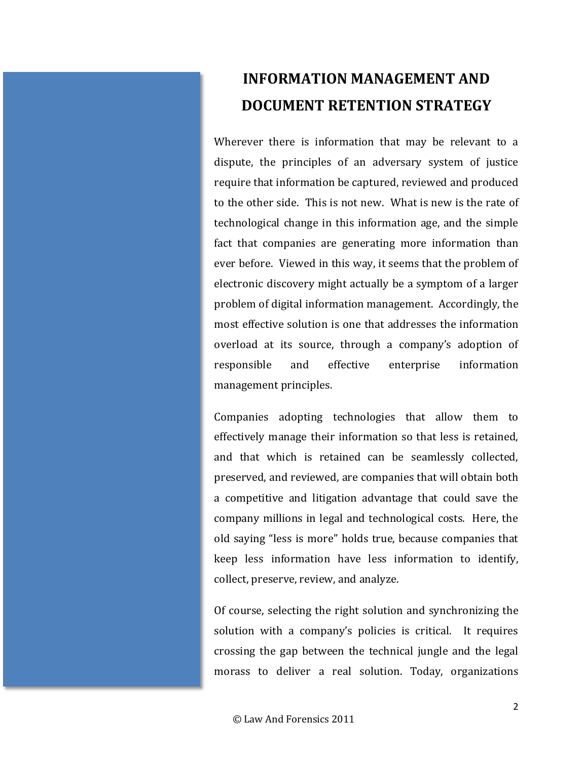# INFORMATION MANAGEMENT AND DOCUMENT RETENTION STRATEGY

Wherever there is information that may be relevant to a dispute, the principles of an adversary system of justice require that information be captured, reviewed and produced to the other side. This is not new. What is new is the rate of technological change in this information age, and the simple fact that companies are generating more information than ever before. Viewed in this way, it seems that the problem of electronic discovery might actually be a symptom of a larger problem of digital information management. Accordingly, the most effective solution is one that addresses the information overload at its source, through a company's adoption of responsible and effective enterprise information management principles.

Companies adopting technologies that allow them to effectively manage their information so that less is retained, and that which is retained can be seamlessly collected, preserved, and reviewed, are companies that will obtain both a competitive and litigation advantage that could save the company millions in legal and technological costs. Here, the old saying "less is more" holds true, because companies that keep less information have less information to identify, collect, preserve, review, and analyze.

Of course, selecting the right solution and synchronizing the solution with a company's policies is critical. It requires crossing the gap between the technical jungle and the legal morass to deliver a real solution. Today, organizations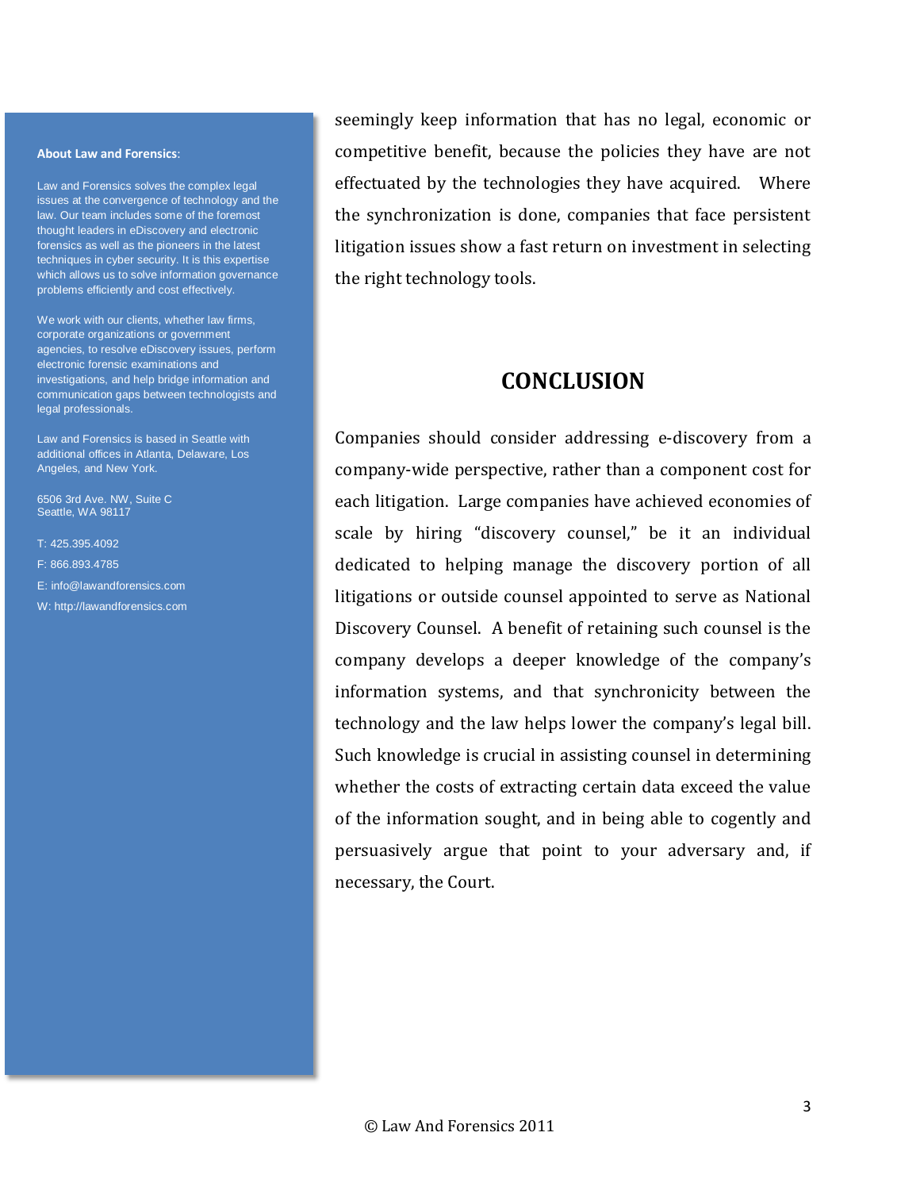seemingly keep information that has no legal, economic or competitive benefit, because the policies they have are not effectuated by the technologies they have acquired. Where the synchronization is done, companies that face persistent litigation issues show a fast return on investment in selecting the right technology tools.

## CONCLUSION

Companies should consider addressing e-discovery from a company-wide perspective, rather than a component cost for each litigation. Large companies have achieved economies of scale by hiring "discovery counsel," be it an individual dedicated to helping manage the discovery portion of all litigations or outside counsel appointed to serve as National Discovery Counsel. A benefit of retaining such counsel is the company develops a deeper knowledge of the company's information systems, and that synchronicity between the technology and the law helps lower the company's legal bill. Such knowledge is crucial in assisting counsel in determining whether the costs of extracting certain data exceed the value of the information sought, and in being able to cogently and persuasively argue that point to your adversary and, if necessary, the Court.

**About Law and Forensics**:

Law and Forensics solves the complex legal issues at the convergence of technology and the law. Our team includes some of the foremost thought leaders in eDiscovery and electronic forensics as well as the pioneers in the latest techniques in cyber security. It is this expertise which allows us to solve information governance problems efficiently and cost effectively.

We work with our clients, whether law firms, corporate organizations or government agencies, to resolve eDiscovery issues, perform electronic forensic examinations and investigations, and help bridge information and communication gaps between technologists and legal professionals.

Law and Forensics is based in Seattle with additional offices in Atlanta, Delaware, Los Angeles, and New York.

6506 3rd Ave. NW, Suite C
Seattle, WA 98117

T: 425.395.4092

F: 866.893.4785

E: info@lawandforensics.com

W: http://lawandforensics.com

© Law And Forensics 2011